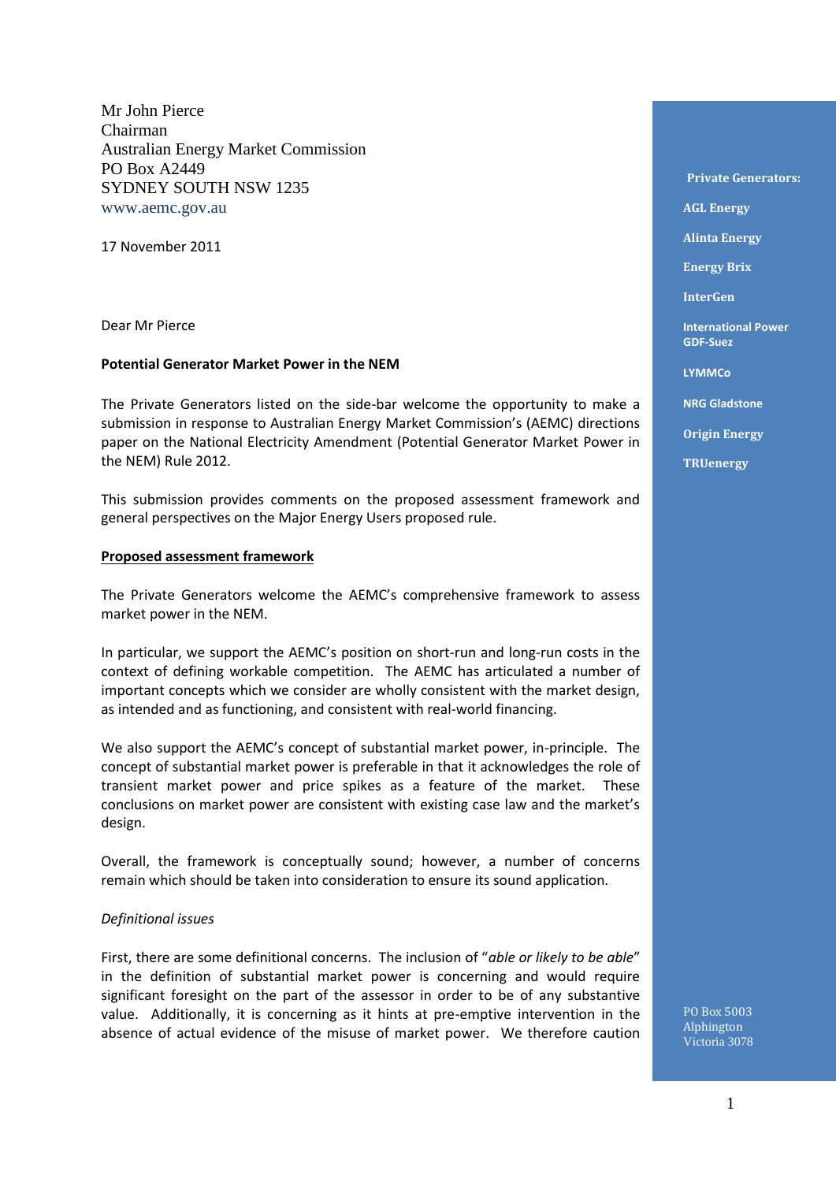Mr John Pierce
Chairman
Australian Energy Market Commission
PO Box A2449
SYDNEY SOUTH NSW 1235
www.aemc.gov.au

17 November 2011

Dear Mr Pierce

**Potential Generator Market Power in the NEM**

The Private Generators listed on the side-bar welcome the opportunity to make a submission in response to Australian Energy Market Commission's (AEMC) directions paper on the National Electricity Amendment (Potential Generator Market Power in the NEM) Rule 2012.

This submission provides comments on the proposed assessment framework and general perspectives on the Major Energy Users proposed rule.

**Proposed assessment framework**

The Private Generators welcome the AEMC's comprehensive framework to assess market power in the NEM.

In particular, we support the AEMC's position on short-run and long-run costs in the context of defining workable competition. The AEMC has articulated a number of important concepts which we consider are wholly consistent with the market design, as intended and as functioning, and consistent with real-world financing.

We also support the AEMC's concept of substantial market power, in-principle. The concept of substantial market power is preferable in that it acknowledges the role of transient market power and price spikes as a feature of the market. These conclusions on market power are consistent with existing case law and the market's design.

Overall, the framework is conceptually sound; however, a number of concerns remain which should be taken into consideration to ensure its sound application.

*Definitional issues*

First, there are some definitional concerns. The inclusion of "*able or likely to be able*" in the definition of substantial market power is concerning and would require significant foresight on the part of the assessor in order to be of any substantive value. Additionally, it is concerning as it hints at pre-emptive intervention in the absence of actual evidence of the misuse of market power. We therefore caution

**Private Generators:**

**AGL Energy**

**Alinta Energy**

**Energy Brix**

**InterGen**

**International Power GDF-Suez**

**LYMMCo**

**NRG Gladstone**

**Origin Energy**

**TRUenergy**

PO Box 5003
Alphington
Victoria 3078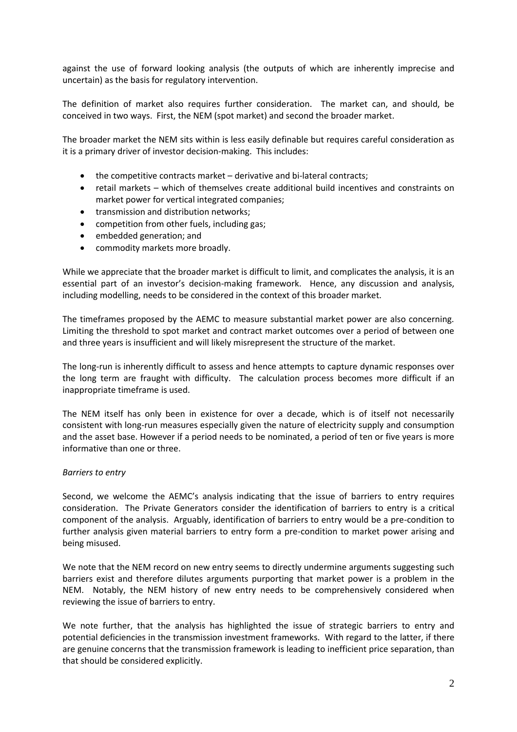against the use of forward looking analysis (the outputs of which are inherently imprecise and uncertain) as the basis for regulatory intervention.

The definition of market also requires further consideration. The market can, and should, be conceived in two ways. First, the NEM (spot market) and second the broader market.

The broader market the NEM sits within is less easily definable but requires careful consideration as it is a primary driver of investor decision-making. This includes:

- the competitive contracts market – derivative and bi-lateral contracts;
- retail markets – which of themselves create additional build incentives and constraints on market power for vertical integrated companies;
- transmission and distribution networks;
- competition from other fuels, including gas;
- embedded generation; and
- commodity markets more broadly.

While we appreciate that the broader market is difficult to limit, and complicates the analysis, it is an essential part of an investor's decision-making framework. Hence, any discussion and analysis, including modelling, needs to be considered in the context of this broader market.

The timeframes proposed by the AEMC to measure substantial market power are also concerning. Limiting the threshold to spot market and contract market outcomes over a period of between one and three years is insufficient and will likely misrepresent the structure of the market.

The long-run is inherently difficult to assess and hence attempts to capture dynamic responses over the long term are fraught with difficulty. The calculation process becomes more difficult if an inappropriate timeframe is used.

The NEM itself has only been in existence for over a decade, which is of itself not necessarily consistent with long-run measures especially given the nature of electricity supply and consumption and the asset base. However if a period needs to be nominated, a period of ten or five years is more informative than one or three.

*Barriers to entry*

Second, we welcome the AEMC's analysis indicating that the issue of barriers to entry requires consideration. The Private Generators consider the identification of barriers to entry is a critical component of the analysis. Arguably, identification of barriers to entry would be a pre-condition to further analysis given material barriers to entry form a pre-condition to market power arising and being misused.

We note that the NEM record on new entry seems to directly undermine arguments suggesting such barriers exist and therefore dilutes arguments purporting that market power is a problem in the NEM. Notably, the NEM history of new entry needs to be comprehensively considered when reviewing the issue of barriers to entry.

We note further, that the analysis has highlighted the issue of strategic barriers to entry and potential deficiencies in the transmission investment frameworks. With regard to the latter, if there are genuine concerns that the transmission framework is leading to inefficient price separation, than that should be considered explicitly.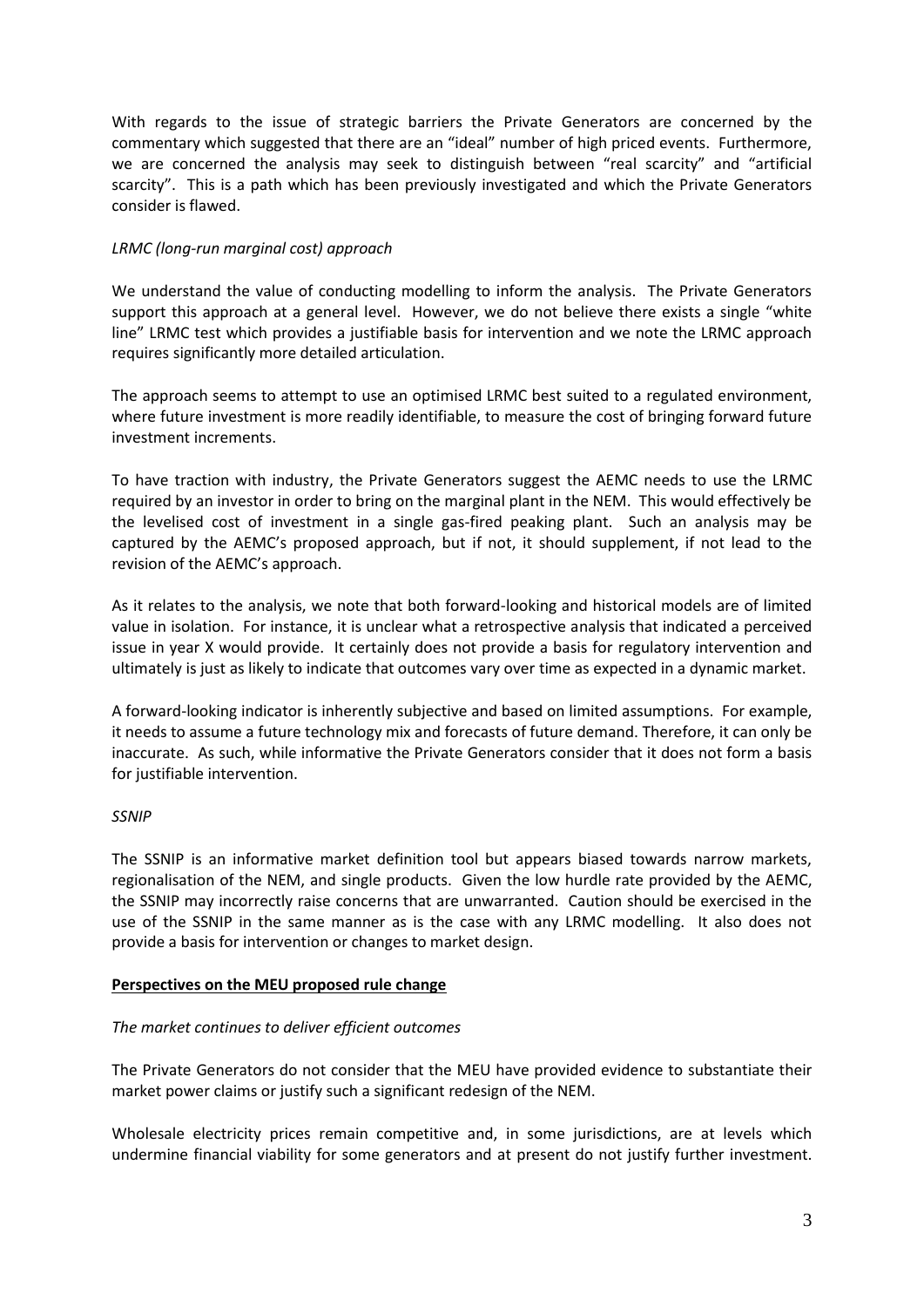With regards to the issue of strategic barriers the Private Generators are concerned by the commentary which suggested that there are an "ideal" number of high priced events. Furthermore, we are concerned the analysis may seek to distinguish between "real scarcity" and "artificial scarcity". This is a path which has been previously investigated and which the Private Generators consider is flawed.

*LRMC (long-run marginal cost) approach*

We understand the value of conducting modelling to inform the analysis. The Private Generators support this approach at a general level. However, we do not believe there exists a single "white line" LRMC test which provides a justifiable basis for intervention and we note the LRMC approach requires significantly more detailed articulation.

The approach seems to attempt to use an optimised LRMC best suited to a regulated environment, where future investment is more readily identifiable, to measure the cost of bringing forward future investment increments.

To have traction with industry, the Private Generators suggest the AEMC needs to use the LRMC required by an investor in order to bring on the marginal plant in the NEM. This would effectively be the levelised cost of investment in a single gas-fired peaking plant. Such an analysis may be captured by the AEMC's proposed approach, but if not, it should supplement, if not lead to the revision of the AEMC's approach.

As it relates to the analysis, we note that both forward-looking and historical models are of limited value in isolation. For instance, it is unclear what a retrospective analysis that indicated a perceived issue in year X would provide. It certainly does not provide a basis for regulatory intervention and ultimately is just as likely to indicate that outcomes vary over time as expected in a dynamic market.

A forward-looking indicator is inherently subjective and based on limited assumptions. For example, it needs to assume a future technology mix and forecasts of future demand. Therefore, it can only be inaccurate. As such, while informative the Private Generators consider that it does not form a basis for justifiable intervention.

*SSNIP*

The SSNIP is an informative market definition tool but appears biased towards narrow markets, regionalisation of the NEM, and single products. Given the low hurdle rate provided by the AEMC, the SSNIP may incorrectly raise concerns that are unwarranted. Caution should be exercised in the use of the SSNIP in the same manner as is the case with any LRMC modelling. It also does not provide a basis for intervention or changes to market design.

**Perspectives on the MEU proposed rule change**

*The market continues to deliver efficient outcomes*

The Private Generators do not consider that the MEU have provided evidence to substantiate their market power claims or justify such a significant redesign of the NEM.

Wholesale electricity prices remain competitive and, in some jurisdictions, are at levels which undermine financial viability for some generators and at present do not justify further investment.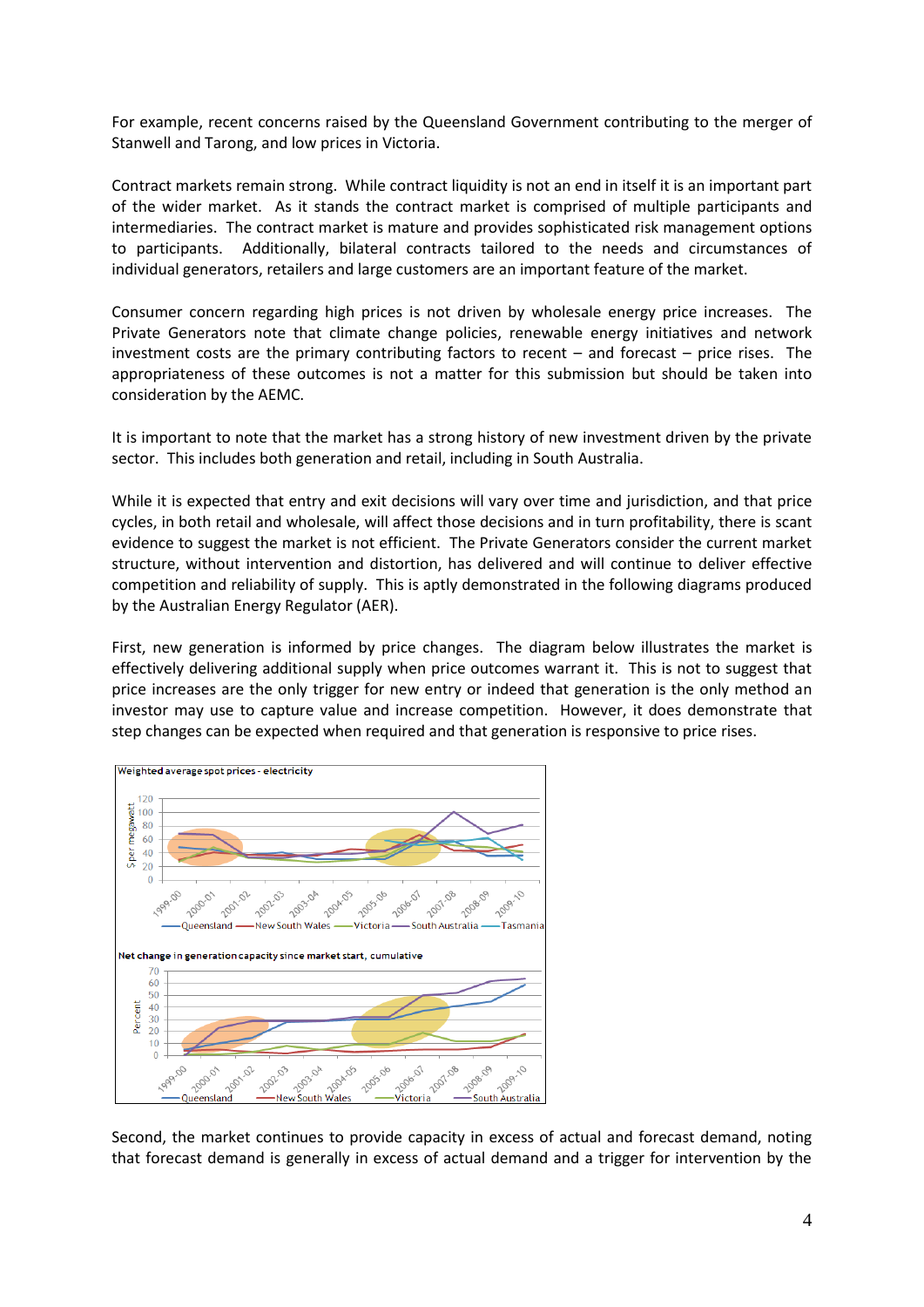For example, recent concerns raised by the Queensland Government contributing to the merger of Stanwell and Tarong, and low prices in Victoria.

Contract markets remain strong. While contract liquidity is not an end in itself it is an important part of the wider market. As it stands the contract market is comprised of multiple participants and intermediaries. The contract market is mature and provides sophisticated risk management options to participants. Additionally, bilateral contracts tailored to the needs and circumstances of individual generators, retailers and large customers are an important feature of the market.

Consumer concern regarding high prices is not driven by wholesale energy price increases. The Private Generators note that climate change policies, renewable energy initiatives and network investment costs are the primary contributing factors to recent – and forecast – price rises. The appropriateness of these outcomes is not a matter for this submission but should be taken into consideration by the AEMC.

It is important to note that the market has a strong history of new investment driven by the private sector. This includes both generation and retail, including in South Australia.

While it is expected that entry and exit decisions will vary over time and jurisdiction, and that price cycles, in both retail and wholesale, will affect those decisions and in turn profitability, there is scant evidence to suggest the market is not efficient. The Private Generators consider the current market structure, without intervention and distortion, has delivered and will continue to deliver effective competition and reliability of supply. This is aptly demonstrated in the following diagrams produced by the Australian Energy Regulator (AER).

First, new generation is informed by price changes. The diagram below illustrates the market is effectively delivering additional supply when price outcomes warrant it. This is not to suggest that price increases are the only trigger for new entry or indeed that generation is the only method an investor may use to capture value and increase competition. However, it does demonstrate that step changes can be expected when required and that generation is responsive to price rises.

Weighted average spot prices - electricity

Net change in generation capacity since market start, cumulative

Second, the market continues to provide capacity in excess of actual and forecast demand, noting that forecast demand is generally in excess of actual demand and a trigger for intervention by the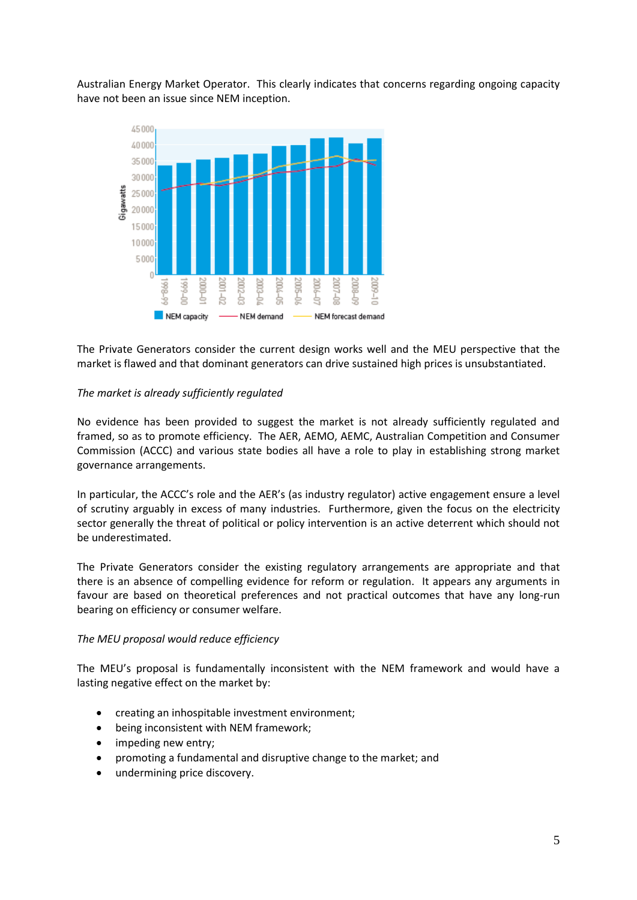Australian Energy Market Operator. This clearly indicates that concerns regarding ongoing capacity have not been an issue since NEM inception.

The Private Generators consider the current design works well and the MEU perspective that the market is flawed and that dominant generators can drive sustained high prices is unsubstantiated.

*The market is already sufficiently regulated*

No evidence has been provided to suggest the market is not already sufficiently regulated and framed, so as to promote efficiency. The AER, AEMO, AEMC, Australian Competition and Consumer Commission (ACCC) and various state bodies all have a role to play in establishing strong market governance arrangements.

In particular, the ACCC's role and the AER's (as industry regulator) active engagement ensure a level of scrutiny arguably in excess of many industries. Furthermore, given the focus on the electricity sector generally the threat of political or policy intervention is an active deterrent which should not be underestimated.

The Private Generators consider the existing regulatory arrangements are appropriate and that there is an absence of compelling evidence for reform or regulation. It appears any arguments in favour are based on theoretical preferences and not practical outcomes that have any long-run bearing on efficiency or consumer welfare.

*The MEU proposal would reduce efficiency*

The MEU's proposal is fundamentally inconsistent with the NEM framework and would have a lasting negative effect on the market by:

- creating an inhospitable investment environment;
- being inconsistent with NEM framework;
- impeding new entry;
- promoting a fundamental and disruptive change to the market; and
- undermining price discovery.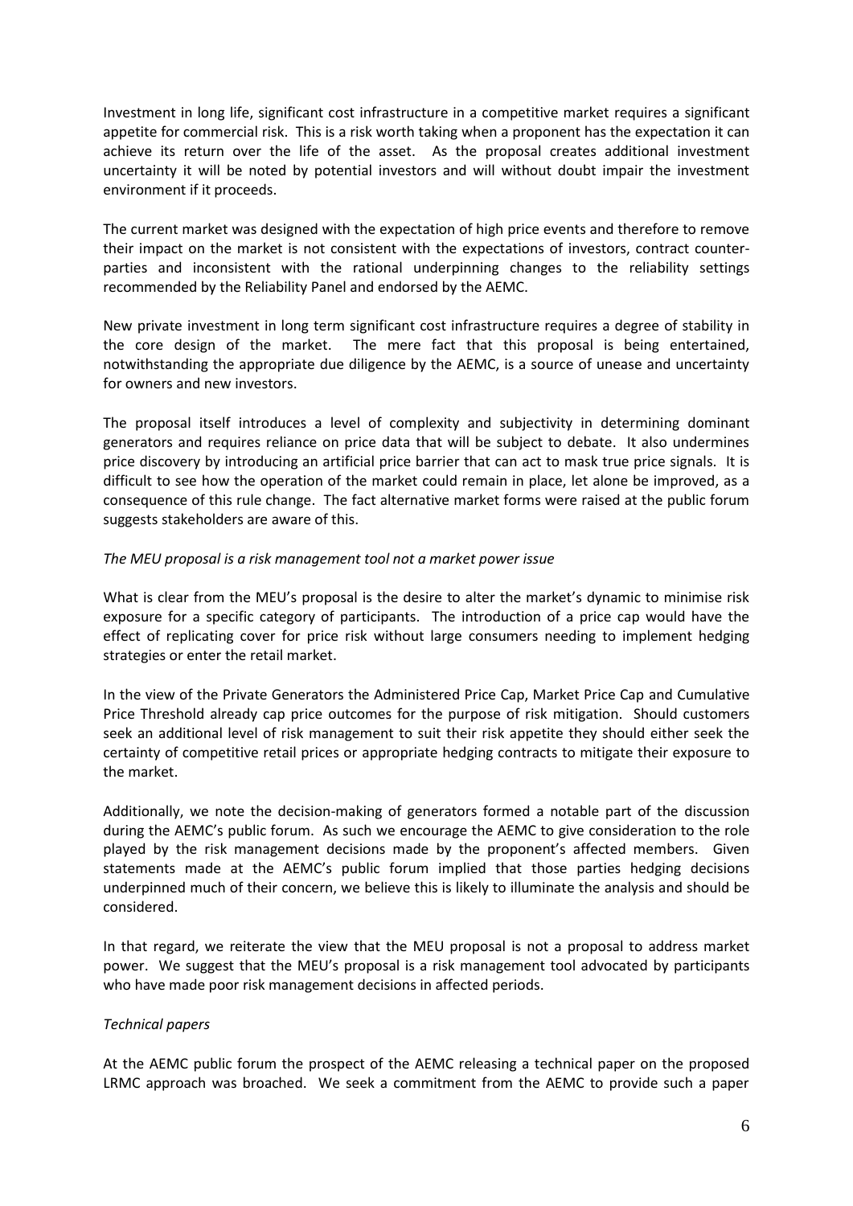Investment in long life, significant cost infrastructure in a competitive market requires a significant appetite for commercial risk. This is a risk worth taking when a proponent has the expectation it can achieve its return over the life of the asset. As the proposal creates additional investment uncertainty it will be noted by potential investors and will without doubt impair the investment environment if it proceeds.

The current market was designed with the expectation of high price events and therefore to remove their impact on the market is not consistent with the expectations of investors, contract counter-parties and inconsistent with the rational underpinning changes to the reliability settings recommended by the Reliability Panel and endorsed by the AEMC.

New private investment in long term significant cost infrastructure requires a degree of stability in the core design of the market. The mere fact that this proposal is being entertained, notwithstanding the appropriate due diligence by the AEMC, is a source of unease and uncertainty for owners and new investors.

The proposal itself introduces a level of complexity and subjectivity in determining dominant generators and requires reliance on price data that will be subject to debate. It also undermines price discovery by introducing an artificial price barrier that can act to mask true price signals. It is difficult to see how the operation of the market could remain in place, let alone be improved, as a consequence of this rule change. The fact alternative market forms were raised at the public forum suggests stakeholders are aware of this.

*The MEU proposal is a risk management tool not a market power issue*

What is clear from the MEU's proposal is the desire to alter the market's dynamic to minimise risk exposure for a specific category of participants. The introduction of a price cap would have the effect of replicating cover for price risk without large consumers needing to implement hedging strategies or enter the retail market.

In the view of the Private Generators the Administered Price Cap, Market Price Cap and Cumulative Price Threshold already cap price outcomes for the purpose of risk mitigation. Should customers seek an additional level of risk management to suit their risk appetite they should either seek the certainty of competitive retail prices or appropriate hedging contracts to mitigate their exposure to the market.

Additionally, we note the decision-making of generators formed a notable part of the discussion during the AEMC's public forum. As such we encourage the AEMC to give consideration to the role played by the risk management decisions made by the proponent's affected members. Given statements made at the AEMC's public forum implied that those parties hedging decisions underpinned much of their concern, we believe this is likely to illuminate the analysis and should be considered.

In that regard, we reiterate the view that the MEU proposal is not a proposal to address market power. We suggest that the MEU's proposal is a risk management tool advocated by participants who have made poor risk management decisions in affected periods.

*Technical papers*

At the AEMC public forum the prospect of the AEMC releasing a technical paper on the proposed LRMC approach was broached. We seek a commitment from the AEMC to provide such a paper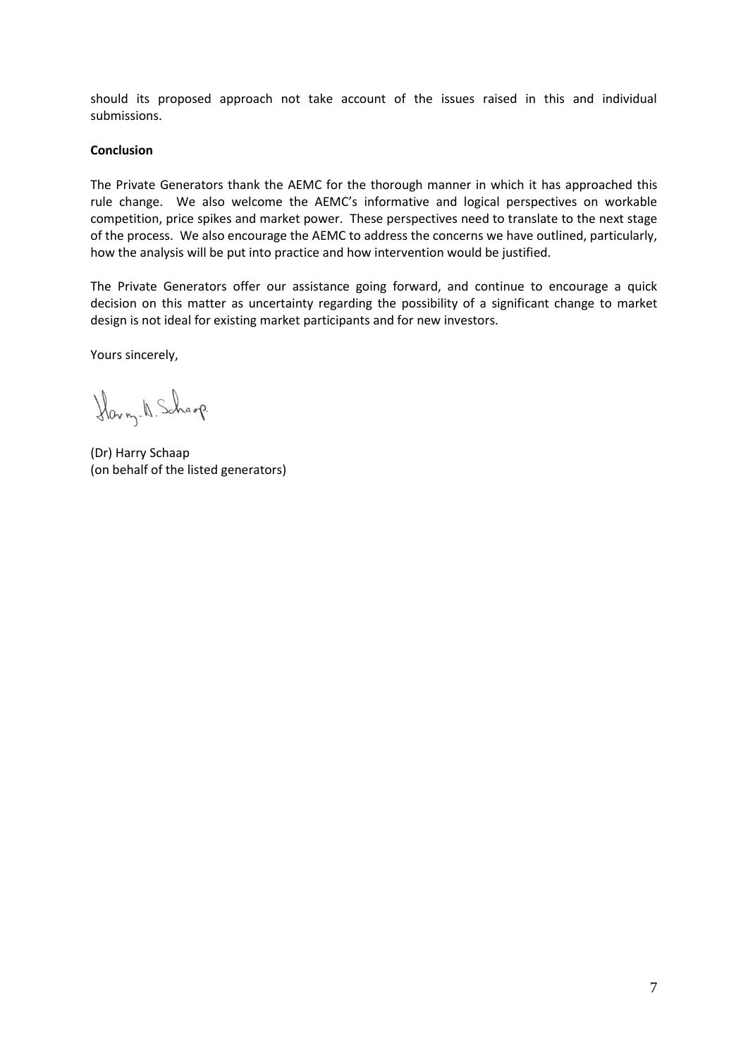should its proposed approach not take account of the issues raised in this and individual submissions.

**Conclusion**

The Private Generators thank the AEMC for the thorough manner in which it has approached this rule change. We also welcome the AEMC's informative and logical perspectives on workable competition, price spikes and market power. These perspectives need to translate to the next stage of the process. We also encourage the AEMC to address the concerns we have outlined, particularly, how the analysis will be put into practice and how intervention would be justified.

The Private Generators offer our assistance going forward, and continue to encourage a quick decision on this matter as uncertainty regarding the possibility of a significant change to market design is not ideal for existing market participants and for new investors.

Yours sincerely,

Harry A. Schaap

(Dr) Harry Schaap
(on behalf of the listed generators)